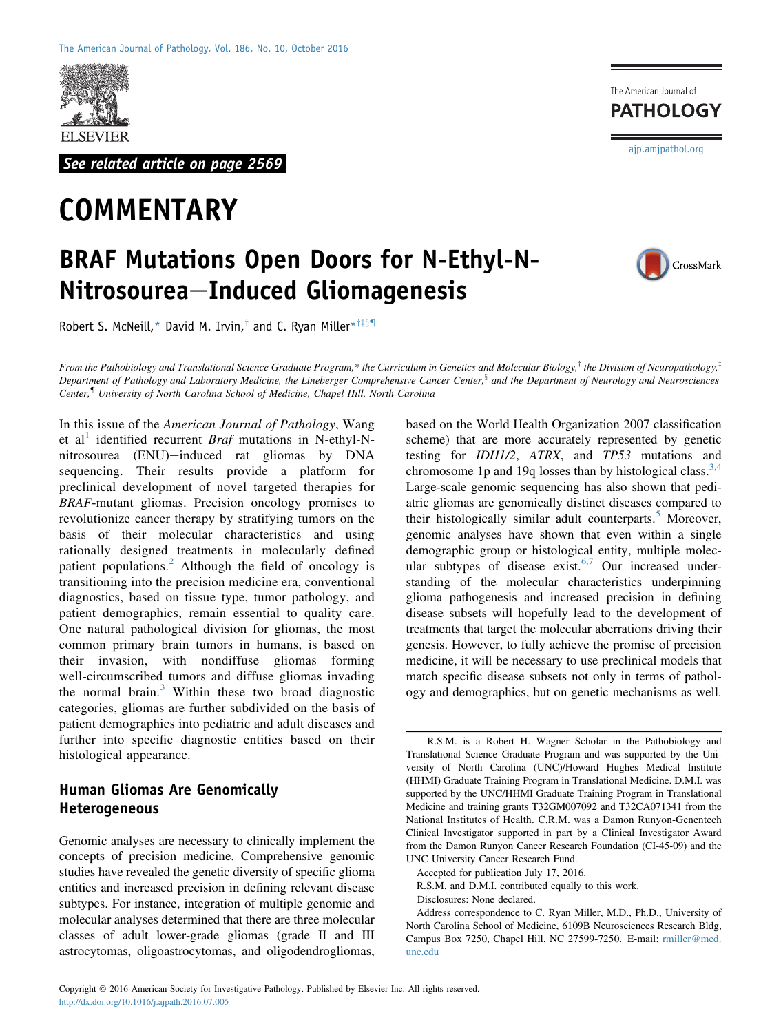See related article on page 2569

# COMMENTARY

# BRAF Mutations Open Doors for N-Ethyl-N-Nitrosourea—Induced Gliomagenesis

Robert S. McNeill,* David M. Irvin,† and C. Ryan Miller*†‡§¶

*From the Pathobiology and Translational Science Graduate Program,* the Curriculum in Genetics and Molecular Biology,† the Division of Neuropathology,‡ Department of Pathology and Laboratory Medicine, the Lineberger Comprehensive Cancer Center,§ and the Department of Neurology and Neurosciences Center,¶ University of North Carolina School of Medicine, Chapel Hill, North Carolina*

In this issue of the *American Journal of Pathology*, Wang et al[1] identified recurrent *Braf* mutations in N-ethyl-N-nitrosourea (ENU)—induced rat gliomas by DNA sequencing. Their results provide a platform for preclinical development of novel targeted therapies for *BRAF*-mutant gliomas. Precision oncology promises to revolutionize cancer therapy by stratifying tumors on the basis of their molecular characteristics and using rationally designed treatments in molecularly defined patient populations.[2] Although the field of oncology is transitioning into the precision medicine era, conventional diagnostics, based on tissue type, tumor pathology, and patient demographics, remain essential to quality care. One natural pathological division for gliomas, the most common primary brain tumors in humans, is based on their invasion, with nondiffuse gliomas forming well-circumscribed tumors and diffuse gliomas invading the normal brain.[3] Within these two broad diagnostic categories, gliomas are further subdivided on the basis of patient demographics into pediatric and adult diseases and further into specific diagnostic entities based on their histological appearance.

## Human Gliomas Are Genomically Heterogeneous

Genomic analyses are necessary to clinically implement the concepts of precision medicine. Comprehensive genomic studies have revealed the genetic diversity of specific glioma entities and increased precision in defining relevant disease subtypes. For instance, integration of multiple genomic and molecular analyses determined that there are three molecular classes of adult lower-grade gliomas (grade II and III astrocytomas, oligoastrocytomas, and oligodendrogliomas, based on the World Health Organization 2007 classification scheme) that are more accurately represented by genetic testing for *IDH1/2*, *ATRX*, and *TP53* mutations and chromosome 1p and 19q losses than by histological class.[3,4] Large-scale genomic sequencing has also shown that pediatric gliomas are genomically distinct diseases compared to their histologically similar adult counterparts.[5] Moreover, genomic analyses have shown that even within a single demographic group or histological entity, multiple molecular subtypes of disease exist.[6,7] Our increased understanding of the molecular characteristics underpinning glioma pathogenesis and increased precision in defining disease subsets will hopefully lead to the development of treatments that target the molecular aberrations driving their genesis. However, to fully achieve the promise of precision medicine, it will be necessary to use preclinical models that match specific disease subsets not only in terms of pathology and demographics, but on genetic mechanisms as well.

---

R.S.M. is a Robert H. Wagner Scholar in the Pathobiology and Translational Science Graduate Program and was supported by the University of North Carolina (UNC)/Howard Hughes Medical Institute (HHMI) Graduate Training Program in Translational Medicine. D.M.I. was supported by the UNC/HHMI Graduate Training Program in Translational Medicine and training grants T32GM007092 and T32CA071341 from the National Institutes of Health. C.R.M. was a Damon Runyon-Genentech Clinical Investigator supported in part by a Clinical Investigator Award from the Damon Runyon Cancer Research Foundation (CI-45-09) and the UNC University Cancer Research Fund.

Accepted for publication July 17, 2016.

R.S.M. and D.M.I. contributed equally to this work.

Disclosures: None declared.

Address correspondence to C. Ryan Miller, M.D., Ph.D., University of North Carolina School of Medicine, 6109B Neurosciences Research Bldg, Campus Box 7250, Chapel Hill, NC 27599-7250. E-mail: rmiller@med.unc.edu

Copyright © 2016 American Society for Investigative Pathology. Published by Elsevier Inc. All rights reserved.
http://dx.doi.org/10.1016/j.ajpath.2016.07.005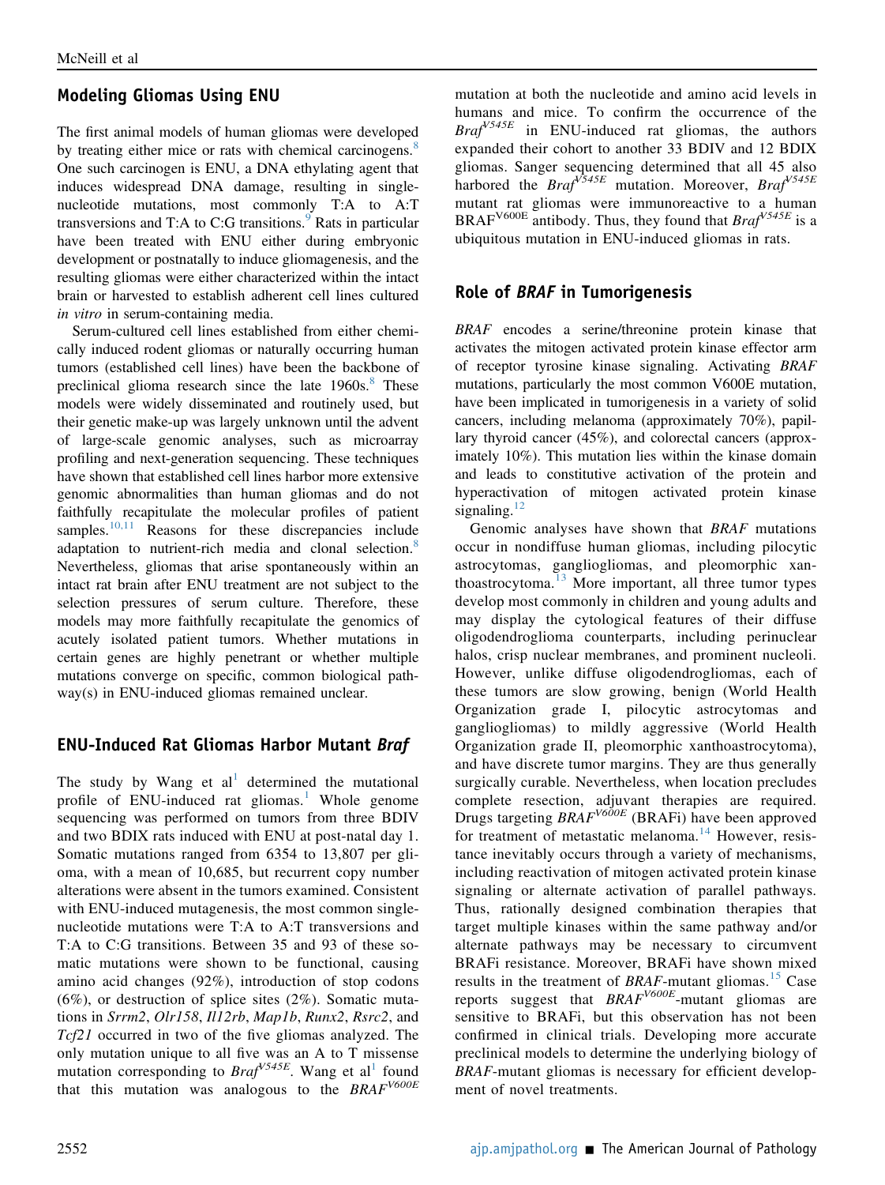## Modeling Gliomas Using ENU

The first animal models of human gliomas were developed by treating either mice or rats with chemical carcinogens.[8] One such carcinogen is ENU, a DNA ethylating agent that induces widespread DNA damage, resulting in single-nucleotide mutations, most commonly T:A to A:T transversions and T:A to C:G transitions.[9] Rats in particular have been treated with ENU either during embryonic development or postnatally to induce gliomagenesis, and the resulting gliomas were either characterized within the intact brain or harvested to establish adherent cell lines cultured *in vitro* in serum-containing media.

Serum-cultured cell lines established from either chemically induced rodent gliomas or naturally occurring human tumors (established cell lines) have been the backbone of preclinical glioma research since the late 1960s.[8] These models were widely disseminated and routinely used, but their genetic make-up was largely unknown until the advent of large-scale genomic analyses, such as microarray profiling and next-generation sequencing. These techniques have shown that established cell lines harbor more extensive genomic abnormalities than human gliomas and do not faithfully recapitulate the molecular profiles of patient samples.[10,11] Reasons for these discrepancies include adaptation to nutrient-rich media and clonal selection.[8] Nevertheless, gliomas that arise spontaneously within an intact rat brain after ENU treatment are not subject to the selection pressures of serum culture. Therefore, these models may more faithfully recapitulate the genomics of acutely isolated patient tumors. Whether mutations in certain genes are highly penetrant or whether multiple mutations converge on specific, common biological pathway(s) in ENU-induced gliomas remained unclear.

## ENU-Induced Rat Gliomas Harbor Mutant *Braf*

The study by Wang et al[1] determined the mutational profile of ENU-induced rat gliomas.[1] Whole genome sequencing was performed on tumors from three BDIV and two BDIX rats induced with ENU at post-natal day 1. Somatic mutations ranged from 6354 to 13,807 per glioma, with a mean of 10,685, but recurrent copy number alterations were absent in the tumors examined. Consistent with ENU-induced mutagenesis, the most common single-nucleotide mutations were T:A to A:T transversions and T:A to C:G transitions. Between 35 and 93 of these somatic mutations were shown to be functional, causing amino acid changes (92%), introduction of stop codons (6%), or destruction of splice sites (2%). Somatic mutations in *Srrm2*, *Olr158*, *Il12rb*, *Map1b*, *Runx2*, *Rsrc2*, and *Tcf21* occurred in two of the five gliomas analyzed. The only mutation unique to all five was an A to T missense mutation corresponding to *Braf*$^{V545E}$. Wang et al[1] found that this mutation was analogous to the *BRAF*$^{V600E}$ mutation at both the nucleotide and amino acid levels in humans and mice. To confirm the occurrence of the *Braf*$^{V545E}$ in ENU-induced rat gliomas, the authors expanded their cohort to another 33 BDIV and 12 BDIX gliomas. Sanger sequencing determined that all 45 also harbored the *Braf*$^{V545E}$ mutation. Moreover, *Braf*$^{V545E}$ mutant rat gliomas were immunoreactive to a human BRAF$^{V600E}$ antibody. Thus, they found that *Braf*$^{V545E}$ is a ubiquitous mutation in ENU-induced gliomas in rats.

## Role of *BRAF* in Tumorigenesis

*BRAF* encodes a serine/threonine protein kinase that activates the mitogen activated protein kinase effector arm of receptor tyrosine kinase signaling. Activating *BRAF* mutations, particularly the most common V600E mutation, have been implicated in tumorigenesis in a variety of solid cancers, including melanoma (approximately 70%), papillary thyroid cancer (45%), and colorectal cancers (approximately 10%). This mutation lies within the kinase domain and leads to constitutive activation of the protein and hyperactivation of mitogen activated protein kinase signaling.[12]

Genomic analyses have shown that *BRAF* mutations occur in nondiffuse human gliomas, including pilocytic astrocytomas, gangliogliomas, and pleomorphic xanthoastrocytoma.[13] More important, all three tumor types develop most commonly in children and young adults and may display the cytological features of their diffuse oligodendroglioma counterparts, including perinuclear halos, crisp nuclear membranes, and prominent nucleoli. However, unlike diffuse oligodendrogliomas, each of these tumors are slow growing, benign (World Health Organization grade I, pilocytic astrocytomas and gangliogliomas) to mildly aggressive (World Health Organization grade II, pleomorphic xanthoastrocytoma), and have discrete tumor margins. They are thus generally surgically curable. Nevertheless, when location precludes complete resection, adjuvant therapies are required. Drugs targeting *BRAF*$^{V600E}$ (BRAFi) have been approved for treatment of metastatic melanoma.[14] However, resistance inevitably occurs through a variety of mechanisms, including reactivation of mitogen activated protein kinase signaling or alternate activation of parallel pathways. Thus, rationally designed combination therapies that target multiple kinases within the same pathway and/or alternate pathways may be necessary to circumvent BRAFi resistance. Moreover, BRAFi have shown mixed results in the treatment of *BRAF*-mutant gliomas.[15] Case reports suggest that *BRAF*$^{V600E}$-mutant gliomas are sensitive to BRAFi, but this observation has not been confirmed in clinical trials. Developing more accurate preclinical models to determine the underlying biology of *BRAF*-mutant gliomas is necessary for efficient development of novel treatments.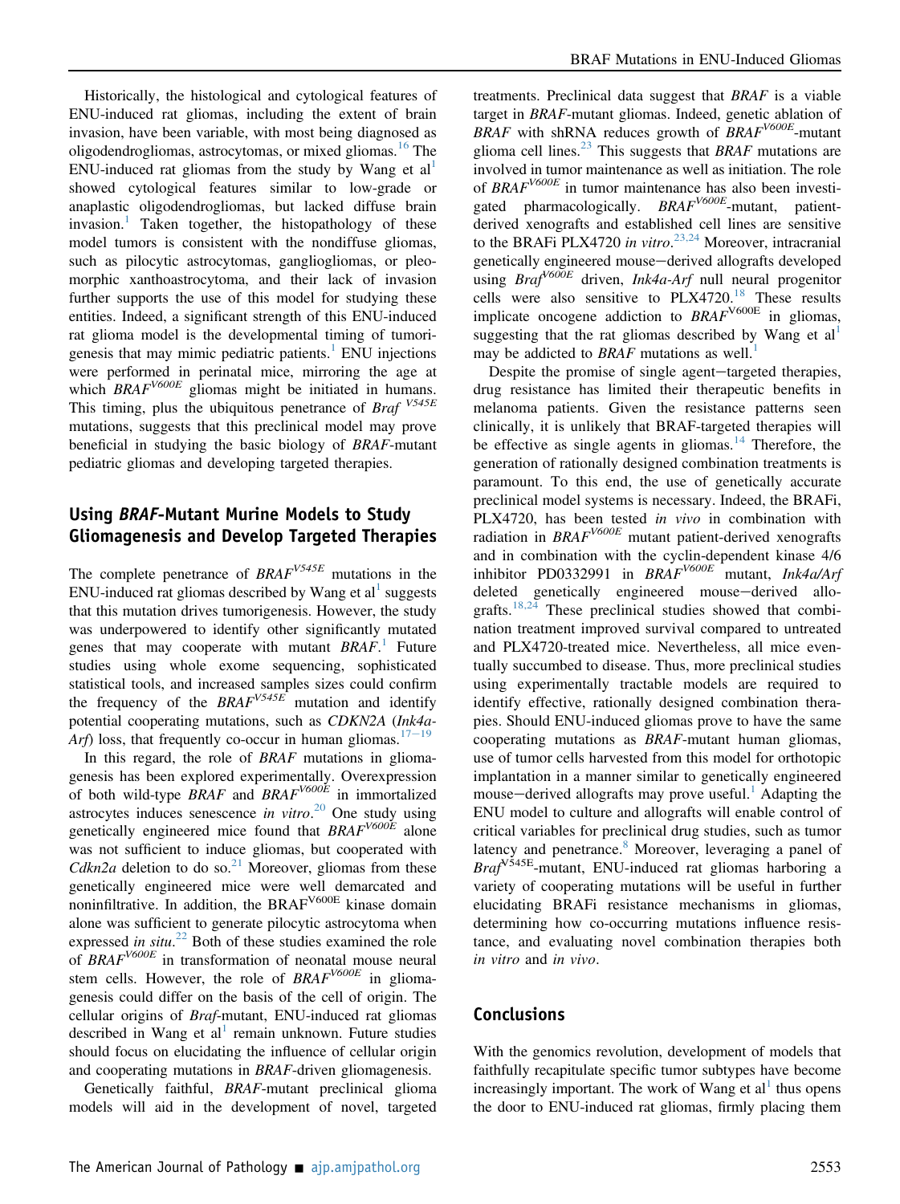Historically, the histological and cytological features of ENU-induced rat gliomas, including the extent of brain invasion, have been variable, with most being diagnosed as oligodendrogliomas, astrocytomas, or mixed gliomas.[16] The ENU-induced rat gliomas from the study by Wang et al[1] showed cytological features similar to low-grade or anaplastic oligodendrogliomas, but lacked diffuse brain invasion.[1] Taken together, the histopathology of these model tumors is consistent with the nondiffuse gliomas, such as pilocytic astrocytomas, gangliogliomas, or pleomorphic xanthoastrocytoma, and their lack of invasion further supports the use of this model for studying these entities. Indeed, a significant strength of this ENU-induced rat glioma model is the developmental timing of tumorigenesis that may mimic pediatric patients.[1] ENU injections were performed in perinatal mice, mirroring the age at which *BRAF*$^{V600E}$ gliomas might be initiated in humans. This timing, plus the ubiquitous penetrance of *Braf* $^{V545E}$ mutations, suggests that this preclinical model may prove beneficial in studying the basic biology of *BRAF*-mutant pediatric gliomas and developing targeted therapies.

## Using *BRAF*-Mutant Murine Models to Study Gliomagenesis and Develop Targeted Therapies

The complete penetrance of *BRAF*$^{V545E}$ mutations in the ENU-induced rat gliomas described by Wang et al[1] suggests that this mutation drives tumorigenesis. However, the study was underpowered to identify other significantly mutated genes that may cooperate with mutant *BRAF*.[1] Future studies using whole exome sequencing, sophisticated statistical tools, and increased samples sizes could confirm the frequency of the *BRAF*$^{V545E}$ mutation and identify potential cooperating mutations, such as *CDKN2A* (*Ink4a-Arf*) loss, that frequently co-occur in human gliomas.[17–19]

In this regard, the role of *BRAF* mutations in gliomagenesis has been explored experimentally. Overexpression of both wild-type *BRAF* and *BRAF*$^{V600E}$ in immortalized astrocytes induces senescence *in vitro*.[20] One study using genetically engineered mice found that *BRAF*$^{V600E}$ alone was not sufficient to induce gliomas, but cooperated with *Cdkn2a* deletion to do so.[21] Moreover, gliomas from these genetically engineered mice were well demarcated and noninfiltrative. In addition, the BRAF$^{V600E}$ kinase domain alone was sufficient to generate pilocytic astrocytoma when expressed *in situ*.[22] Both of these studies examined the role of *BRAF*$^{V600E}$ in transformation of neonatal mouse neural stem cells. However, the role of *BRAF*$^{V600E}$ in gliomagenesis could differ on the basis of the cell of origin. The cellular origins of *Braf*-mutant, ENU-induced rat gliomas described in Wang et al[1] remain unknown. Future studies should focus on elucidating the influence of cellular origin and cooperating mutations in *BRAF*-driven gliomagenesis.

Genetically faithful, *BRAF*-mutant preclinical glioma models will aid in the development of novel, targeted treatments. Preclinical data suggest that *BRAF* is a viable target in *BRAF*-mutant gliomas. Indeed, genetic ablation of *BRAF* with shRNA reduces growth of *BRAF*$^{V600E}$-mutant glioma cell lines.[23] This suggests that *BRAF* mutations are involved in tumor maintenance as well as initiation. The role of *BRAF*$^{V600E}$ in tumor maintenance has also been investigated pharmacologically. *BRAF*$^{V600E}$-mutant, patient-derived xenografts and established cell lines are sensitive to the BRAFi PLX4720 *in vitro*.[23,24] Moreover, intracranial genetically engineered mouse−derived allografts developed using *Braf*$^{V600E}$ driven, *Ink4a-Arf* null neural progenitor cells were also sensitive to PLX4720.[18] These results implicate oncogene addiction to *BRAF*$^{V600E}$ in gliomas, suggesting that the rat gliomas described by Wang et al[1] may be addicted to *BRAF* mutations as well.[1]

Despite the promise of single agent−targeted therapies, drug resistance has limited their therapeutic benefits in melanoma patients. Given the resistance patterns seen clinically, it is unlikely that BRAF-targeted therapies will be effective as single agents in gliomas.[14] Therefore, the generation of rationally designed combination treatments is paramount. To this end, the use of genetically accurate preclinical model systems is necessary. Indeed, the BRAFi, PLX4720, has been tested *in vivo* in combination with radiation in *BRAF*$^{V600E}$ mutant patient-derived xenografts and in combination with the cyclin-dependent kinase 4/6 inhibitor PD0332991 in *BRAF*$^{V600E}$ mutant, *Ink4a/Arf* deleted genetically engineered mouse−derived allografts.[18,24] These preclinical studies showed that combination treatment improved survival compared to untreated and PLX4720-treated mice. Nevertheless, all mice eventually succumbed to disease. Thus, more preclinical studies using experimentally tractable models are required to identify effective, rationally designed combination therapies. Should ENU-induced gliomas prove to have the same cooperating mutations as *BRAF*-mutant human gliomas, use of tumor cells harvested from this model for orthotopic implantation in a manner similar to genetically engineered mouse−derived allografts may prove useful.[1] Adapting the ENU model to culture and allografts will enable control of critical variables for preclinical drug studies, such as tumor latency and penetrance.[8] Moreover, leveraging a panel of *Braf*$^{V545E}$-mutant, ENU-induced rat gliomas harboring a variety of cooperating mutations will be useful in further elucidating BRAFi resistance mechanisms in gliomas, determining how co-occurring mutations influence resistance, and evaluating novel combination therapies both *in vitro* and *in vivo*.

## Conclusions

With the genomics revolution, development of models that faithfully recapitulate specific tumor subtypes have become increasingly important. The work of Wang et al[1] thus opens the door to ENU-induced rat gliomas, firmly placing them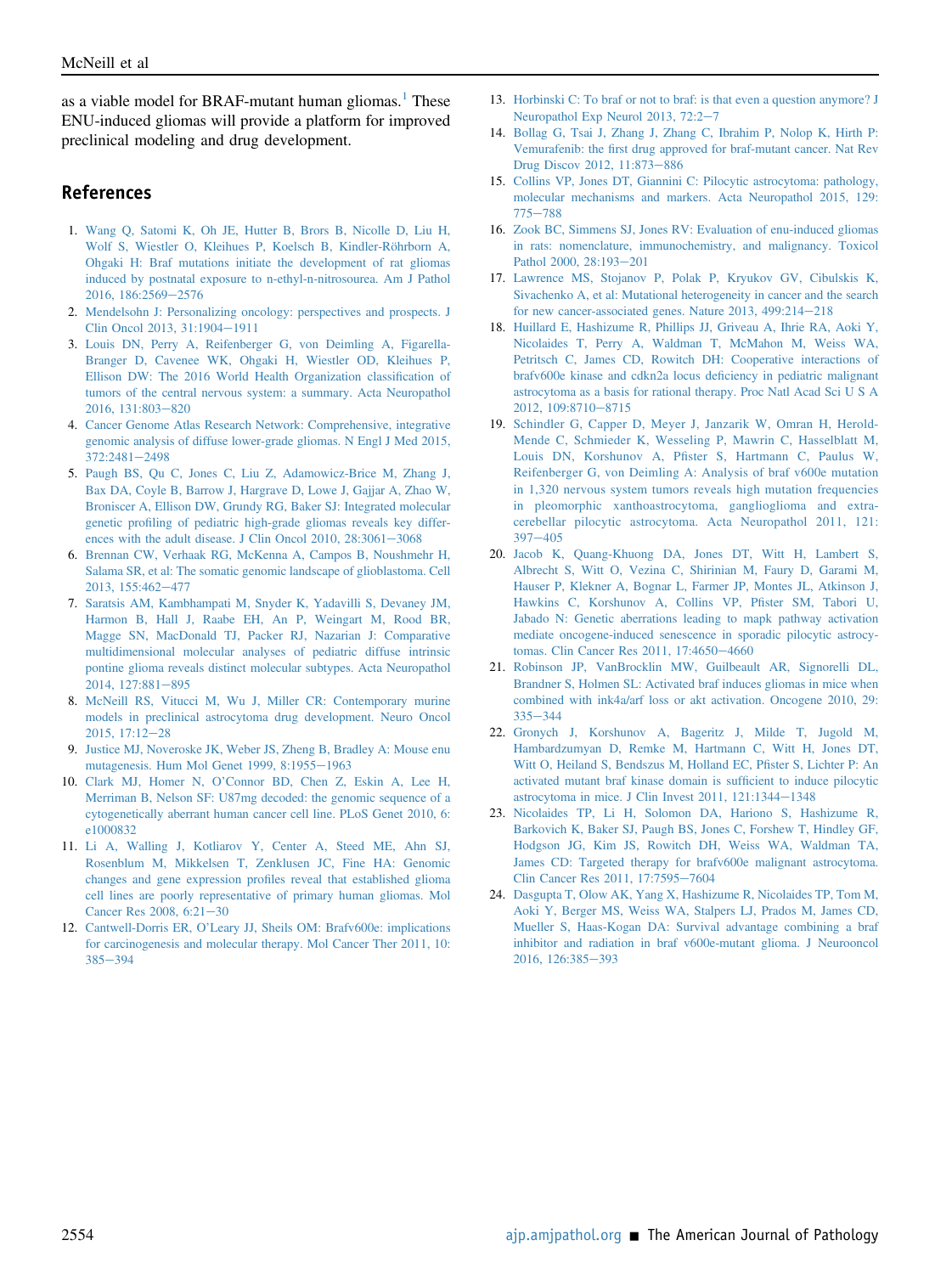as a viable model for BRAF-mutant human gliomas.[1] These ENU-induced gliomas will provide a platform for improved preclinical modeling and drug development.

## References

1. Wang Q, Satomi K, Oh JE, Hutter B, Brors B, Nicolle D, Liu H, Wolf S, Wiestler O, Kleihues P, Koelsch B, Kindler-Röhrborn A, Ohgaki H: Braf mutations initiate the development of rat gliomas induced by postnatal exposure to n-ethyl-n-nitrosourea. Am J Pathol 2016, 186:2569−2576
2. Mendelsohn J: Personalizing oncology: perspectives and prospects. J Clin Oncol 2013, 31:1904−1911
3. Louis DN, Perry A, Reifenberger G, von Deimling A, Figarella-Branger D, Cavenee WK, Ohgaki H, Wiestler OD, Kleihues P, Ellison DW: The 2016 World Health Organization classification of tumors of the central nervous system: a summary. Acta Neuropathol 2016, 131:803−820
4. Cancer Genome Atlas Research Network: Comprehensive, integrative genomic analysis of diffuse lower-grade gliomas. N Engl J Med 2015, 372:2481−2498
5. Paugh BS, Qu C, Jones C, Liu Z, Adamowicz-Brice M, Zhang J, Bax DA, Coyle B, Barrow J, Hargrave D, Lowe J, Gajjar A, Zhao W, Broniscer A, Ellison DW, Grundy RG, Baker SJ: Integrated molecular genetic profiling of pediatric high-grade gliomas reveals key differences with the adult disease. J Clin Oncol 2010, 28:3061−3068
6. Brennan CW, Verhaak RG, McKenna A, Campos B, Noushmehr H, Salama SR, et al: The somatic genomic landscape of glioblastoma. Cell 2013, 155:462−477
7. Saratsis AM, Kambhampati M, Snyder K, Yadavilli S, Devaney JM, Harmon B, Hall J, Raabe EH, An P, Weingart M, Rood BR, Magge SN, MacDonald TJ, Packer RJ, Nazarian J: Comparative multidimensional molecular analyses of pediatric diffuse intrinsic pontine glioma reveals distinct molecular subtypes. Acta Neuropathol 2014, 127:881−895
8. McNeill RS, Vitucci M, Wu J, Miller CR: Contemporary murine models in preclinical astrocytoma drug development. Neuro Oncol 2015, 17:12−28
9. Justice MJ, Noveroske JK, Weber JS, Zheng B, Bradley A: Mouse enu mutagenesis. Hum Mol Genet 1999, 8:1955−1963
10. Clark MJ, Homer N, O'Connor BD, Chen Z, Eskin A, Lee H, Merriman B, Nelson SF: U87mg decoded: the genomic sequence of a cytogenetically aberrant human cancer cell line. PLoS Genet 2010, 6:e1000832
11. Li A, Walling J, Kotliarov Y, Center A, Steed ME, Ahn SJ, Rosenblum M, Mikkelsen T, Zenklusen JC, Fine HA: Genomic changes and gene expression profiles reveal that established glioma cell lines are poorly representative of primary human gliomas. Mol Cancer Res 2008, 6:21−30
12. Cantwell-Dorris ER, O'Leary JJ, Sheils OM: Brafv600e: implications for carcinogenesis and molecular therapy. Mol Cancer Ther 2011, 10:385−394
13. Horbinski C: To braf or not to braf: is that even a question anymore? J Neuropathol Exp Neurol 2013, 72:2−7
14. Bollag G, Tsai J, Zhang J, Zhang C, Ibrahim P, Nolop K, Hirth P: Vemurafenib: the first drug approved for braf-mutant cancer. Nat Rev Drug Discov 2012, 11:873−886
15. Collins VP, Jones DT, Giannini C: Pilocytic astrocytoma: pathology, molecular mechanisms and markers. Acta Neuropathol 2015, 129:775−788
16. Zook BC, Simmens SJ, Jones RV: Evaluation of enu-induced gliomas in rats: nomenclature, immunochemistry, and malignancy. Toxicol Pathol 2000, 28:193−201
17. Lawrence MS, Stojanov P, Polak P, Kryukov GV, Cibulskis K, Sivachenko A, et al: Mutational heterogeneity in cancer and the search for new cancer-associated genes. Nature 2013, 499:214−218
18. Huillard E, Hashizume R, Phillips JJ, Griveau A, Ihrie RA, Aoki Y, Nicolaides T, Perry A, Waldman T, McMahon M, Weiss WA, Petritsch C, James CD, Rowitch DH: Cooperative interactions of brafv600e kinase and cdkn2a locus deficiency in pediatric malignant astrocytoma as a basis for rational therapy. Proc Natl Acad Sci U S A 2012, 109:8710−8715
19. Schindler G, Capper D, Meyer J, Janzarik W, Omran H, Herold-Mende C, Schmieder K, Wesseling P, Mawrin C, Hasselblatt M, Louis DN, Korshunov A, Pfister S, Hartmann C, Paulus W, Reifenberger G, von Deimling A: Analysis of braf v600e mutation in 1,320 nervous system tumors reveals high mutation frequencies in pleomorphic xanthoastrocytoma, ganglioglioma and extra-cerebellar pilocytic astrocytoma. Acta Neuropathol 2011, 121:397−405
20. Jacob K, Quang-Khuong DA, Jones DT, Witt H, Lambert S, Albrecht S, Witt O, Vezina C, Shirinian M, Faury D, Garami M, Hauser P, Klekner A, Bognar L, Farmer JP, Montes JL, Atkinson J, Hawkins C, Korshunov A, Collins VP, Pfister SM, Tabori U, Jabado N: Genetic aberrations leading to mapk pathway activation mediate oncogene-induced senescence in sporadic pilocytic astrocytomas. Clin Cancer Res 2011, 17:4650−4660
21. Robinson JP, VanBrocklin MW, Guilbeault AR, Signorelli DL, Brandner S, Holmen SL: Activated braf induces gliomas in mice when combined with ink4a/arf loss or akt activation. Oncogene 2010, 29:335−344
22. Gronych J, Korshunov A, Bageritz J, Milde T, Jugold M, Hambardzumyan D, Remke M, Hartmann C, Witt H, Jones DT, Witt O, Heiland S, Bendszus M, Holland EC, Pfister S, Lichter P: An activated mutant braf kinase domain is sufficient to induce pilocytic astrocytoma in mice. J Clin Invest 2011, 121:1344−1348
23. Nicolaides TP, Li H, Solomon DA, Hariono S, Hashizume R, Barkovich K, Baker SJ, Paugh BS, Jones C, Forshew T, Hindley GF, Hodgson JG, Kim JS, Rowitch DH, Weiss WA, Waldman TA, James CD: Targeted therapy for brafv600e malignant astrocytoma. Clin Cancer Res 2011, 17:7595−7604
24. Dasgupta T, Olow AK, Yang X, Hashizume R, Nicolaides TP, Tom M, Aoki Y, Berger MS, Weiss WA, Stalpers LJ, Prados M, James CD, Mueller S, Haas-Kogan DA: Survival advantage combining a braf inhibitor and radiation in braf v600e-mutant glioma. J Neurooncol 2016, 126:385−393